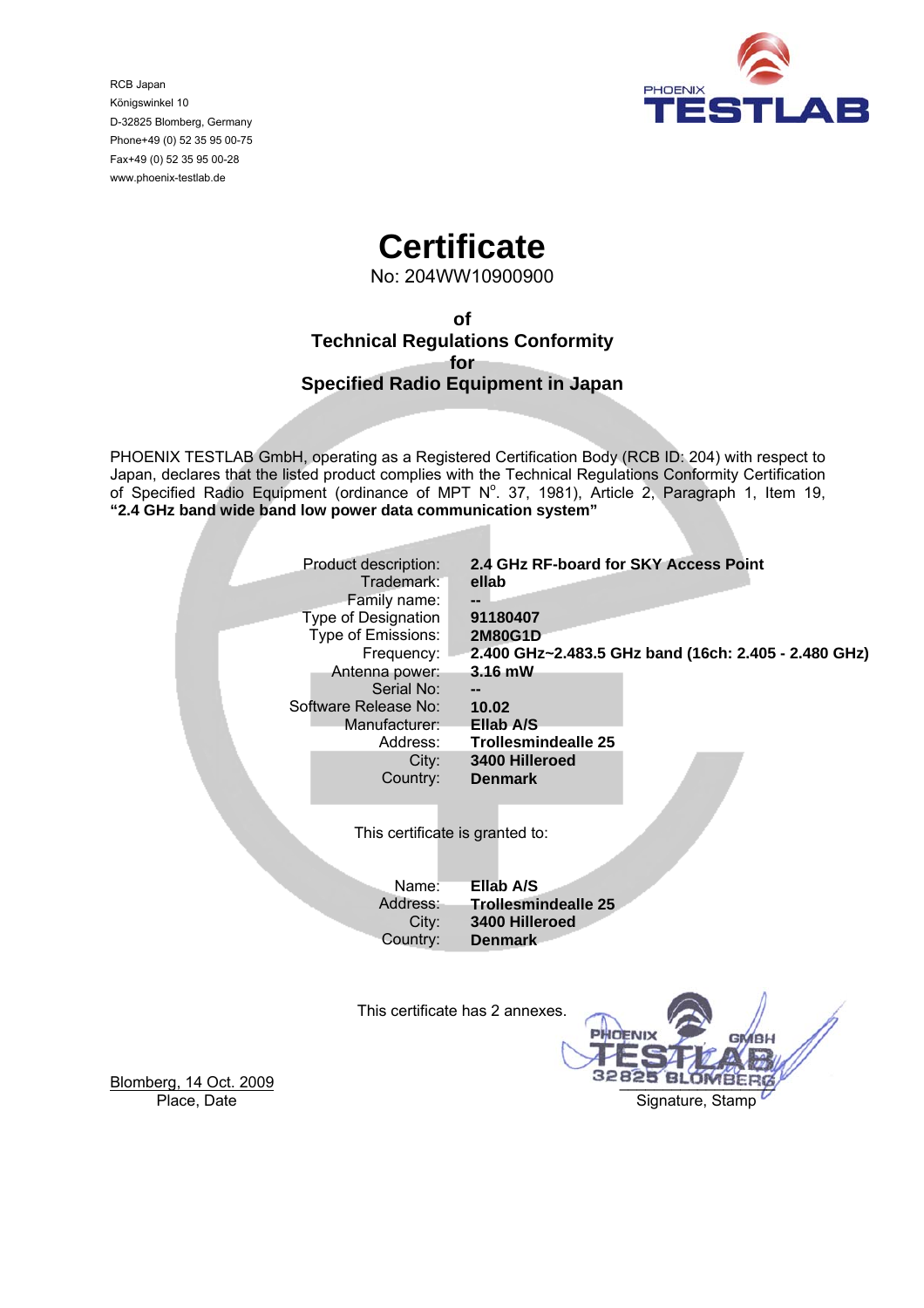RCB Japan
Königswinkel 10
D-32825 Blomberg, Germany
Phone+49 (0) 52 35 95 00-75
Fax+49 (0) 52 35 95 00-28
www.phoenix-testlab.de

PHOENIX TESTLAB

# Certificate

No: 204WW10900900

## of
## Technical Regulations Conformity
## for
## Specified Radio Equipment in Japan

PHOENIX TESTLAB GmbH, operating as a Registered Certification Body (RCB ID: 204) with respect to Japan, declares that the listed product complies with the Technical Regulations Conformity Certification of Specified Radio Equipment (ordinance of MPT N$^{o}$. 37, 1981), Article 2, Paragraph 1, Item 19, **"2.4 GHz band wide band low power data communication system"**

| | |
|---|---|
| Product description: | **2.4 GHz RF-board for SKY Access Point** |
| Trademark: | **ellab** |
| Family name: | **--** |
| Type of Designation | **91180407** |
| Type of Emissions: | **2M80G1D** |
| Frequency: | **2.400 GHz~2.483.5 GHz band (16ch: 2.405 - 2.480 GHz)** |
| Antenna power: | **3.16 mW** |
| Serial No: | **--** |
| Software Release No: | **10.02** |
| Manufacturer: | **Ellab A/S** |
| Address: | **Trollesmindealle 25** |
| City: | **3400 Hilleroed** |
| Country: | **Denmark** |

This certificate is granted to:

| | |
|---|---|
| Name: | **Ellab A/S** |
| Address: | **Trollesmindealle 25** |
| City: | **3400 Hilleroed** |
| Country: | **Denmark** |

This certificate has 2 annexes.

Blomberg, 14 Oct. 2009
Place, Date

PHOENIX TESTLAB GMBH 32825 BLOMBERG
Signature, Stamp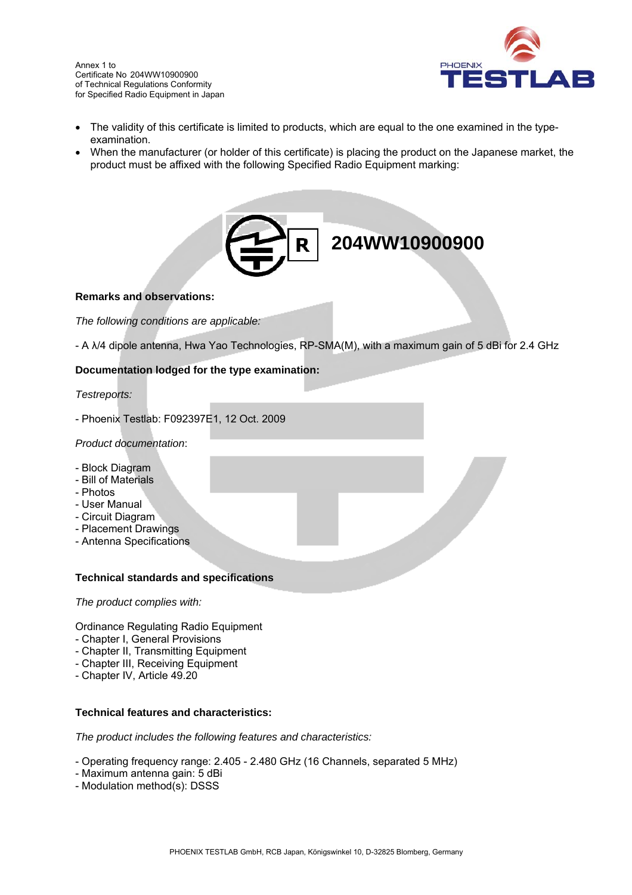Annex 1 to
Certificate No 204WW10900900
of Technical Regulations Conformity
for Specified Radio Equipment in Japan

- The validity of this certificate is limited to products, which are equal to the one examined in the type-examination.
- When the manufacturer (or holder of this certificate) is placing the product on the Japanese market, the product must be affixed with the following Specified Radio Equipment marking:

R **204WW10900900**

**Remarks and observations:**

*The following conditions are applicable:*

- A λ/4 dipole antenna, Hwa Yao Technologies, RP-SMA(M), with a maximum gain of 5 dBi for 2.4 GHz

**Documentation lodged for the type examination:**

*Testreports:*

- Phoenix Testlab: F092397E1, 12 Oct. 2009

*Product documentation*:

- Block Diagram
- Bill of Materials
- Photos
- User Manual
- Circuit Diagram
- Placement Drawings
- Antenna Specifications

**Technical standards and specifications**

*The product complies with:*

Ordinance Regulating Radio Equipment
- Chapter I, General Provisions
- Chapter II, Transmitting Equipment
- Chapter III, Receiving Equipment
- Chapter IV, Article 49.20

**Technical features and characteristics:**

*The product includes the following features and characteristics:*

- Operating frequency range: 2.405 - 2.480 GHz (16 Channels, separated 5 MHz)
- Maximum antenna gain: 5 dBi
- Modulation method(s): DSSS

PHOENIX TESTLAB GmbH, RCB Japan, Königswinkel 10, D-32825 Blomberg, Germany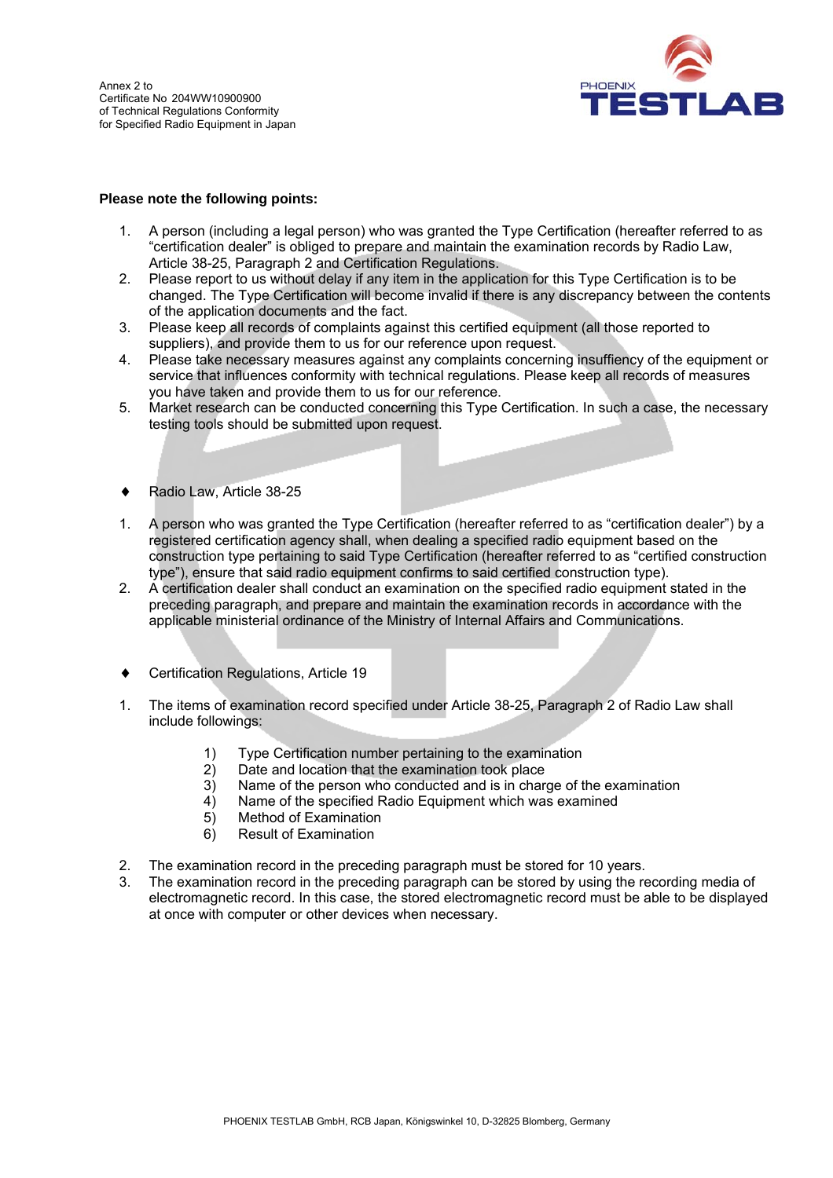Annex 2 to
Certificate No 204WW10900900
of Technical Regulations Conformity
for Specified Radio Equipment in Japan

**Please note the following points:**

1. A person (including a legal person) who was granted the Type Certification (hereafter referred to as "certification dealer" is obliged to prepare and maintain the examination records by Radio Law, Article 38-25, Paragraph 2 and Certification Regulations.
2. Please report to us without delay if any item in the application for this Type Certification is to be changed. The Type Certification will become invalid if there is any discrepancy between the contents of the application documents and the fact.
3. Please keep all records of complaints against this certified equipment (all those reported to suppliers), and provide them to us for our reference upon request.
4. Please take necessary measures against any complaints concerning insuffiency of the equipment or service that influences conformity with technical regulations. Please keep all records of measures you have taken and provide them to us for our reference.
5. Market research can be conducted concerning this Type Certification. In such a case, the necessary testing tools should be submitted upon request.

- Radio Law, Article 38-25

1. A person who was granted the Type Certification (hereafter referred to as "certification dealer") by a registered certification agency shall, when dealing a specified radio equipment based on the construction type pertaining to said Type Certification (hereafter referred to as "certified construction type"), ensure that said radio equipment confirms to said certified construction type).
2. A certification dealer shall conduct an examination on the specified radio equipment stated in the preceding paragraph, and prepare and maintain the examination records in accordance with the applicable ministerial ordinance of the Ministry of Internal Affairs and Communications.

- Certification Regulations, Article 19

1. The items of examination record specified under Article 38-25, Paragraph 2 of Radio Law shall include followings:

   1) Type Certification number pertaining to the examination
   2) Date and location that the examination took place
   3) Name of the person who conducted and is in charge of the examination
   4) Name of the specified Radio Equipment which was examined
   5) Method of Examination
   6) Result of Examination

2. The examination record in the preceding paragraph must be stored for 10 years.
3. The examination record in the preceding paragraph can be stored by using the recording media of electromagnetic record. In this case, the stored electromagnetic record must be able to be displayed at once with computer or other devices when necessary.

PHOENIX TESTLAB GmbH, RCB Japan, Königswinkel 10, D-32825 Blomberg, Germany